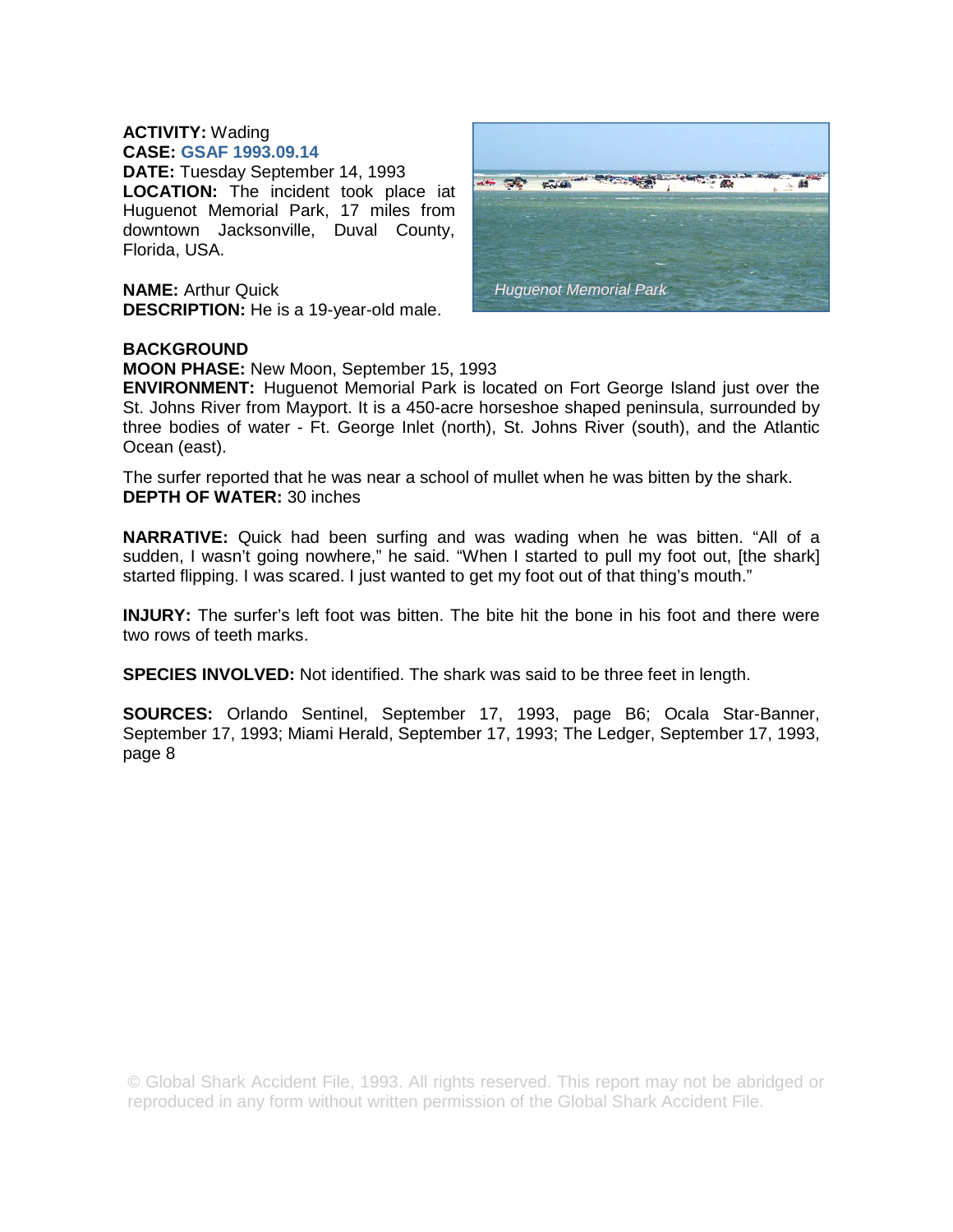**ACTIVITY:** Wading
**CASE:** **GSAF 1993.09.14**
**DATE:** Tuesday September 14, 1993
**LOCATION:** The incident took place iat Huguenot Memorial Park, 17 miles from downtown Jacksonville, Duval County, Florida, USA.

**NAME:** Arthur Quick
**DESCRIPTION:** He is a 19-year-old male.

*Huguenot Memorial Park*

**BACKGROUND**
**MOON PHASE:** New Moon, September 15, 1993
**ENVIRONMENT:** Huguenot Memorial Park is located on Fort George Island just over the St. Johns River from Mayport. It is a 450-acre horseshoe shaped peninsula, surrounded by three bodies of water - Ft. George Inlet (north), St. Johns River (south), and the Atlantic Ocean (east).

The surfer reported that he was near a school of mullet when he was bitten by the shark.
**DEPTH OF WATER:** 30 inches

**NARRATIVE:** Quick had been surfing and was wading when he was bitten. "All of a sudden, I wasn't going nowhere," he said. "When I started to pull my foot out, [the shark] started flipping. I was scared. I just wanted to get my foot out of that thing's mouth."

**INJURY:** The surfer's left foot was bitten. The bite hit the bone in his foot and there were two rows of teeth marks.

**SPECIES INVOLVED:** Not identified. The shark was said to be three feet in length.

**SOURCES:** Orlando Sentinel, September 17, 1993, page B6; Ocala Star-Banner, September 17, 1993; Miami Herald, September 17, 1993; The Ledger, September 17, 1993, page 8

© Global Shark Accident File, 1993. All rights reserved. This report may not be abridged or reproduced in any form without written permission of the Global Shark Accident File.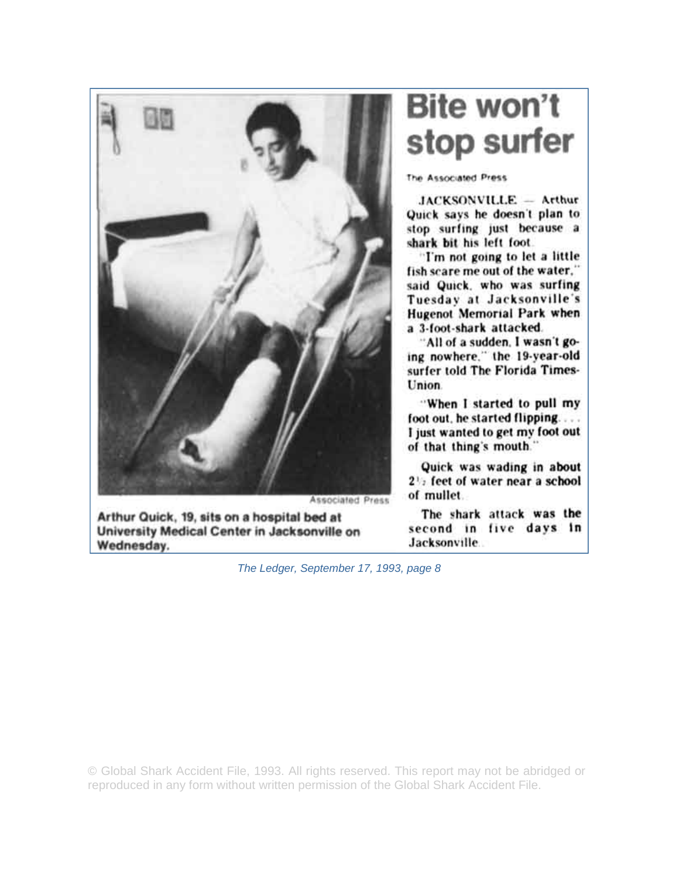# Bite won't stop surfer

The Associated Press

JACKSONVILLE — Arthur Quick says he doesn't plan to stop surfing just because a shark bit his left foot.

"I'm not going to let a little fish scare me out of the water," said Quick, who was surfing Tuesday at Jacksonville's Hugenot Memorial Park when a 3-foot-shark attacked.

"All of a sudden, I wasn't going nowhere," the 19-year-old surfer told The Florida Times-Union.

"When I started to pull my foot out, he started flipping. . . . I just wanted to get my foot out of that thing's mouth."

Quick was wading in about 2½ feet of water near a school of mullet.

The shark attack was the second in five days in Jacksonville.

Associated Press

Arthur Quick, 19, sits on a hospital bed at University Medical Center in Jacksonville on Wednesday.

*The Ledger, September 17, 1993, page 8*

© Global Shark Accident File, 1993. All rights reserved. This report may not be abridged or reproduced in any form without written permission of the Global Shark Accident File.